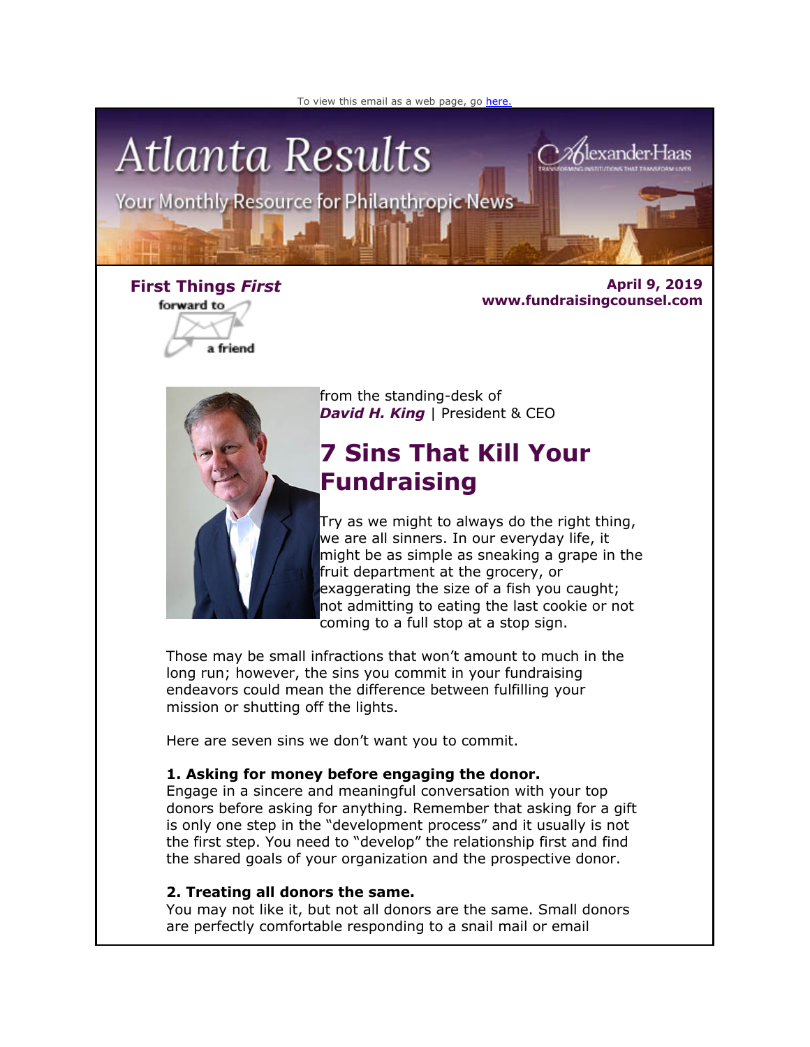To view this email as a web page, go here.

# Atlanta Results

Your Monthly Resource for Philanthropic News

Alexander Haas

**First Things *First***

forward to a friend

**April 9, 2019**
**www.fundraisingcounsel.com**

from the standing-desk of
***David H. King*** | President & CEO

## 7 Sins That Kill Your Fundraising

Try as we might to always do the right thing, we are all sinners. In our everyday life, it might be as simple as sneaking a grape in the fruit department at the grocery, or exaggerating the size of a fish you caught; not admitting to eating the last cookie or not coming to a full stop at a stop sign.

Those may be small infractions that won't amount to much in the long run; however, the sins you commit in your fundraising endeavors could mean the difference between fulfilling your mission or shutting off the lights.

Here are seven sins we don't want you to commit.

**1. Asking for money before engaging the donor.**
Engage in a sincere and meaningful conversation with your top donors before asking for anything. Remember that asking for a gift is only one step in the "development process" and it usually is not the first step. You need to "develop" the relationship first and find the shared goals of your organization and the prospective donor.

**2. Treating all donors the same.**
You may not like it, but not all donors are the same. Small donors are perfectly comfortable responding to a snail mail or email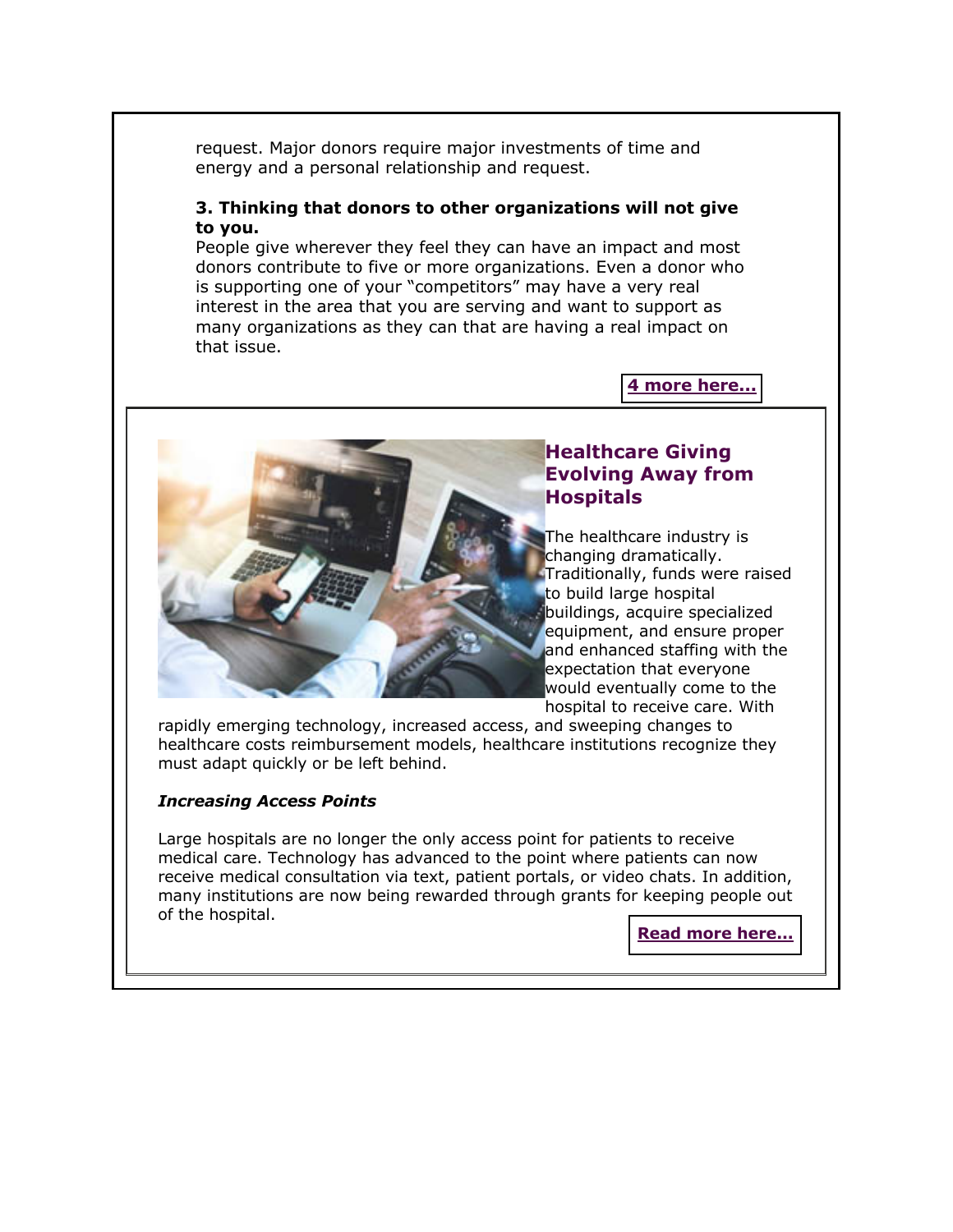request. Major donors require major investments of time and energy and a personal relationship and request.

**3. Thinking that donors to other organizations will not give to you.**

People give wherever they feel they can have an impact and most donors contribute to five or more organizations. Even a donor who is supporting one of your "competitors" may have a very real interest in the area that you are serving and want to support as many organizations as they can that are having a real impact on that issue.

**4 more here...**

## Healthcare Giving Evolving Away from Hospitals

The healthcare industry is changing dramatically. Traditionally, funds were raised to build large hospital buildings, acquire specialized equipment, and ensure proper and enhanced staffing with the expectation that everyone would eventually come to the hospital to receive care. With rapidly emerging technology, increased access, and sweeping changes to healthcare costs reimbursement models, healthcare institutions recognize they must adapt quickly or be left behind.

***Increasing Access Points***

Large hospitals are no longer the only access point for patients to receive medical care. Technology has advanced to the point where patients can now receive medical consultation via text, patient portals, or video chats. In addition, many institutions are now being rewarded through grants for keeping people out of the hospital.

**Read more here...**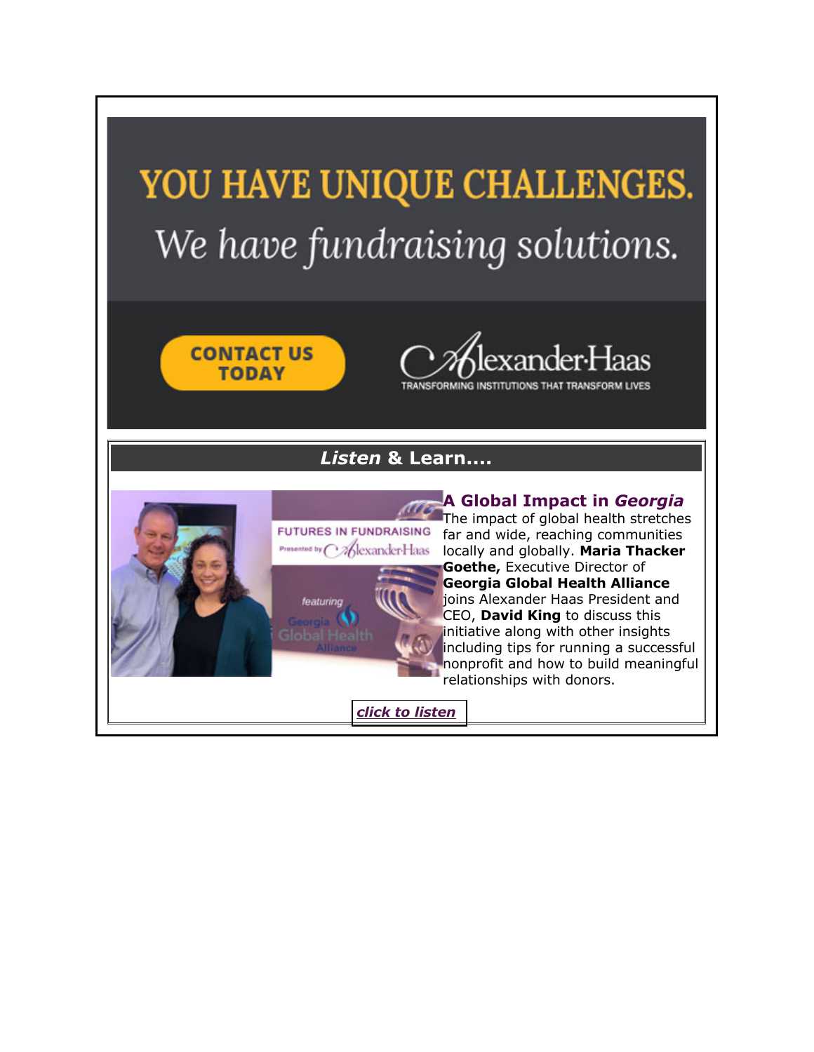# YOU HAVE UNIQUE CHALLENGES.

*We have fundraising solutions.*

**CONTACT US TODAY**

Alexander·Haas

TRANSFORMING INSTITUTIONS THAT TRANSFORM LIVES

## *Listen* & Learn....

FUTURES IN FUNDRAISING

Presented by Alexander·Haas

featuring

Georgia Global Health Alliance

### A Global Impact in *Georgia*

The impact of global health stretches far and wide, reaching communities locally and globally. **Maria Thacker Goethe,** Executive Director of **Georgia Global Health Alliance** joins Alexander Haas President and CEO, **David King** to discuss this initiative along with other insights including tips for running a successful nonprofit and how to build meaningful relationships with donors.

***click to listen***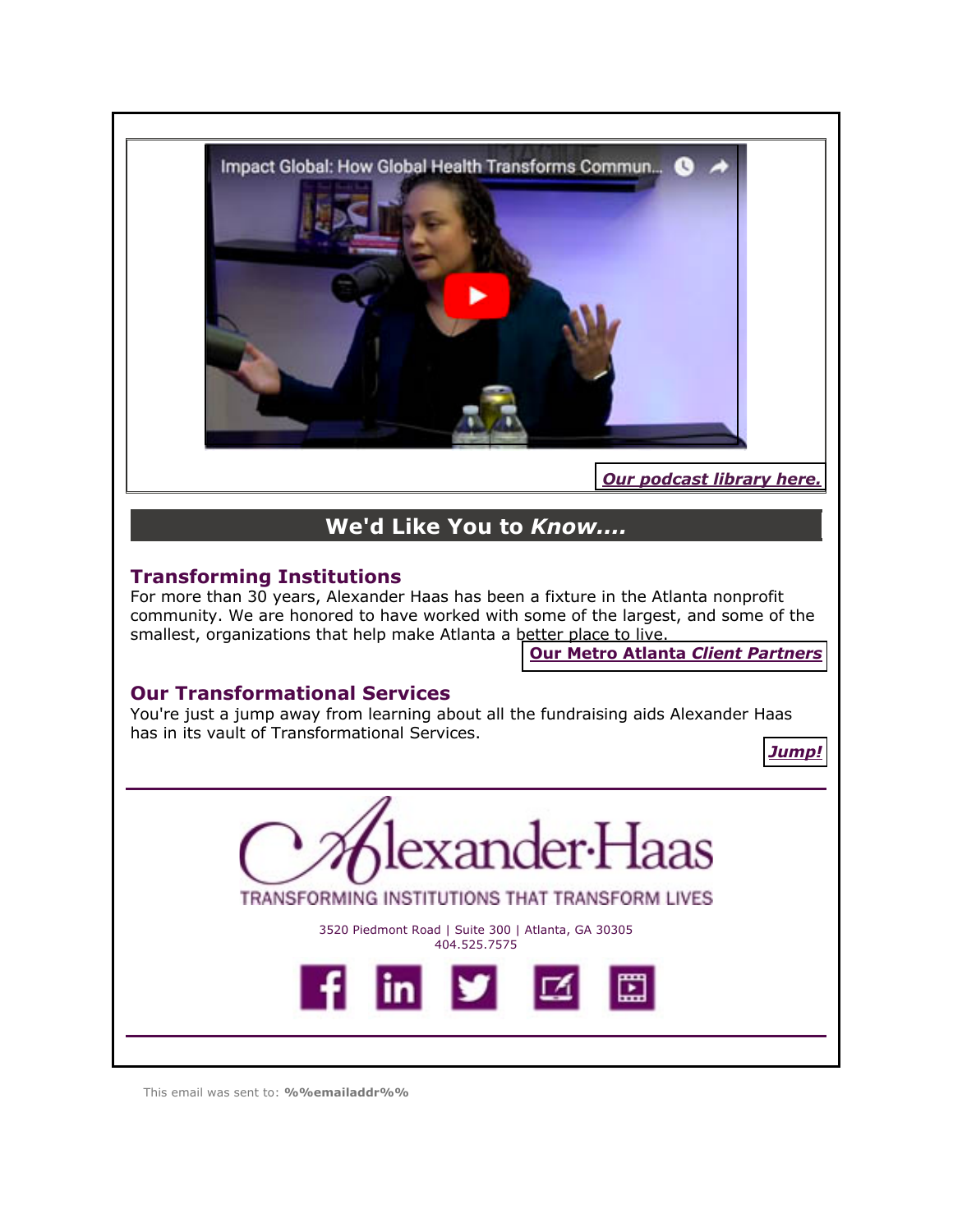Impact Global: How Global Health Transforms Commun...

***Our podcast library here.***

## We'd Like You to *Know....*

### Transforming Institutions

For more than 30 years, Alexander Haas has been a fixture in the Atlanta nonprofit community. We are honored to have worked with some of the largest, and some of the smallest, organizations that help make Atlanta a better place to live.

**Our Metro Atlanta *Client Partners***

### Our Transformational Services

You're just a jump away from learning about all the fundraising aids Alexander Haas has in its vault of Transformational Services.

***Jump!***

Alexander·Haas

TRANSFORMING INSTITUTIONS THAT TRANSFORM LIVES

3520 Piedmont Road | Suite 300 | Atlanta, GA 30305
404.525.7575

This email was sent to: **%%emailaddr%%**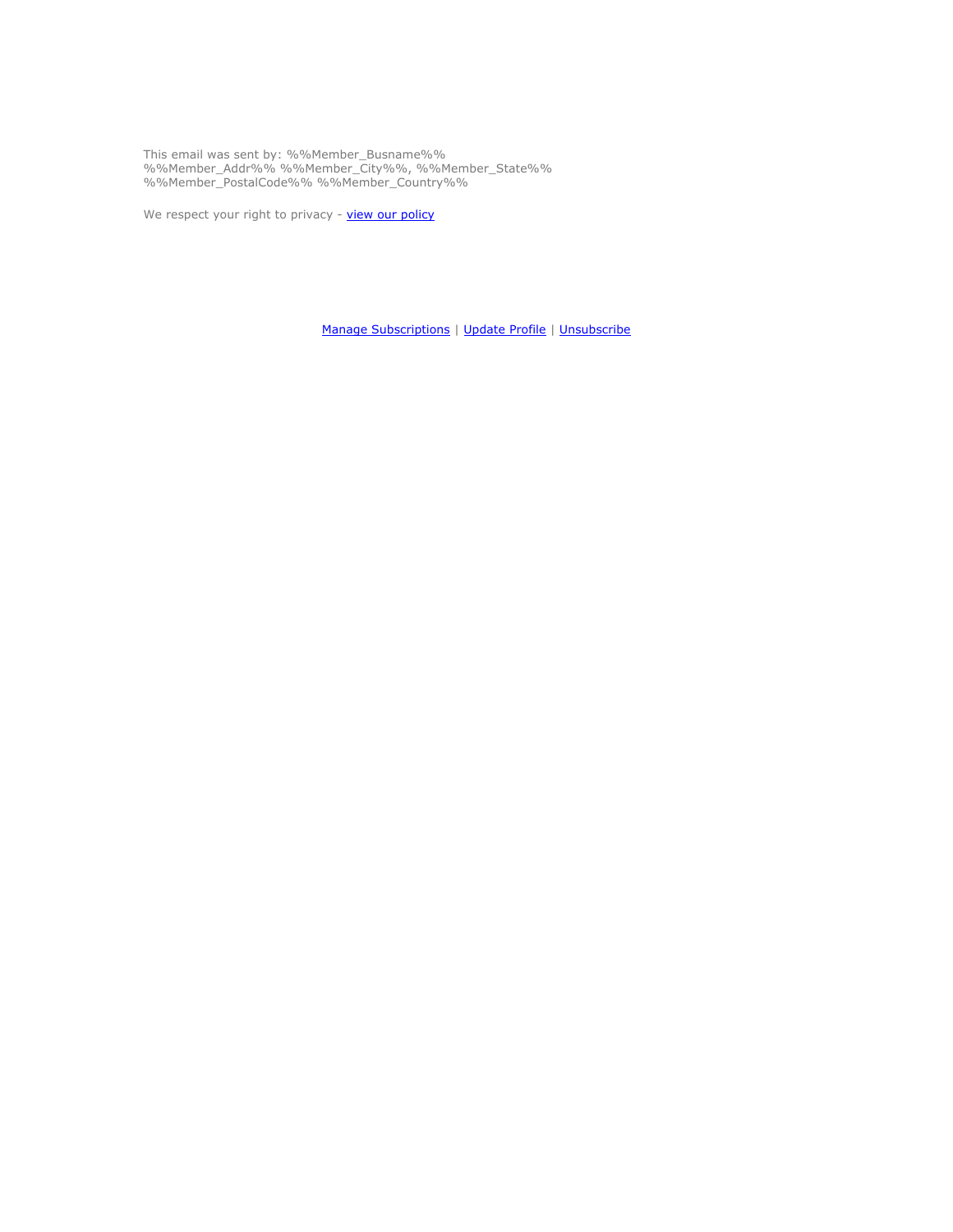This email was sent by: %%Member_Busname%%
%%Member_Addr%% %%Member_City%%, %%Member_State%%
%%Member_PostalCode%% %%Member_Country%%

We respect your right to privacy - view our policy

Manage Subscriptions | Update Profile | Unsubscribe